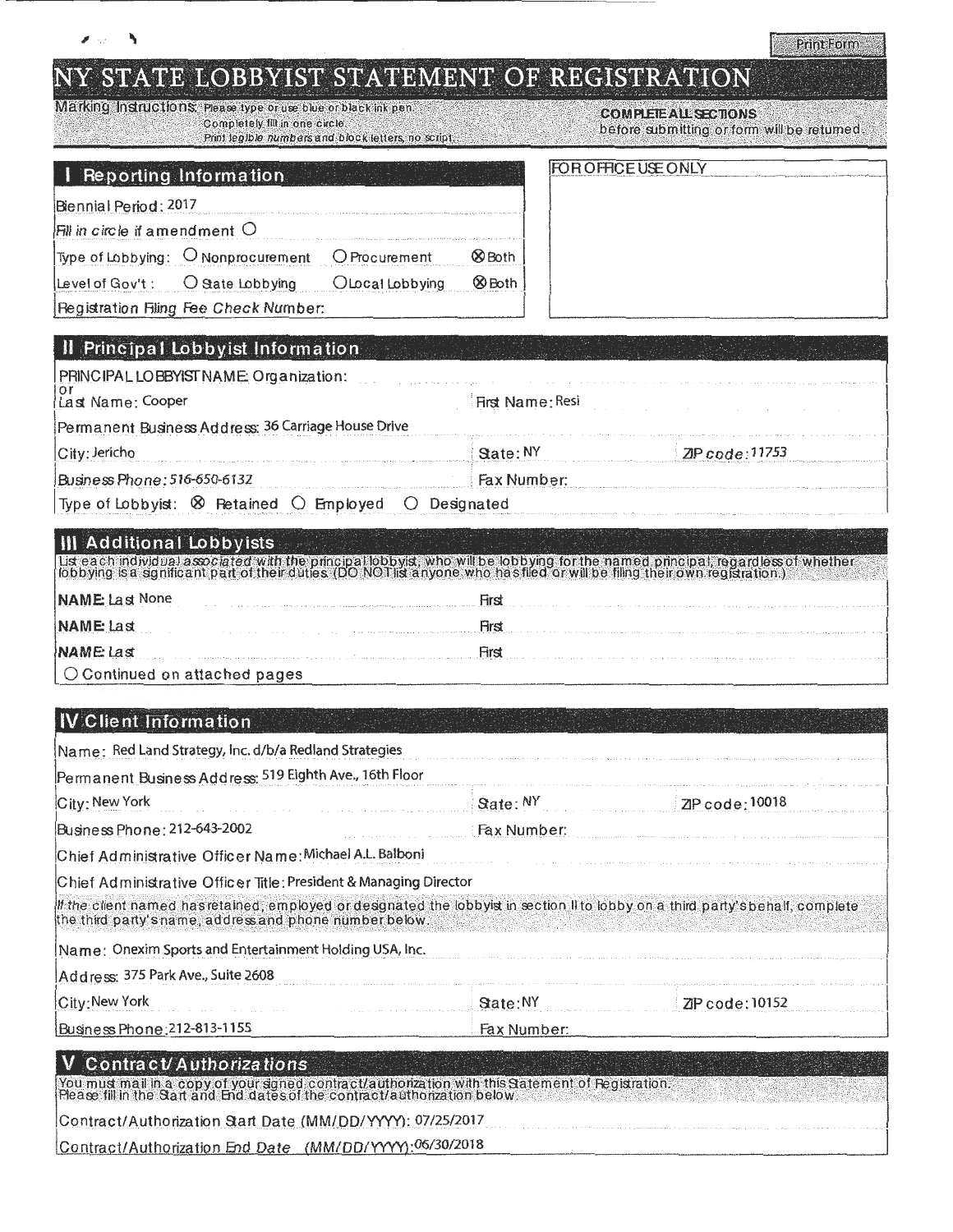# NY STATE LOBBYIST STATEMENT OF REGISTRATION

Marking Instructions: Please type or use blue or black ink pen. Completely fill in one circle. Print legible numbers and block letters, no script.

**COMPLETE ALL SECTIONS** before submitting or form will be returned.

## I Reporting Information

Biennial Period: 2017

Fill in circle if amendment ○

Type of Lobbying: ○ Nonprocurement ○ Procurement ⊗ Both

Level of Gov't: ○ State Lobbying ○ Local Lobbying ⊗ Both

Registration Filing Fee Check Number:

FOR OFFICE USE ONLY

## II Principal Lobbyist Information

PRINCIPAL LOBBYIST NAME: Organization:

or

Last Name: Cooper | First Name: Resi

Permanent Business Address: 36 Carriage House Drive

City: Jericho | State: NY | ZIP code: 11753

Business Phone: 516-650-6132 | Fax Number:

Type of Lobbyist: ⊗ Retained ○ Employed ○ Designated

## III Additional Lobbyists

List each individual *associated* with the principal lobbyist, who will be lobbying for the named principal, regardless of whether lobbying is a significant part of their duties. (DO NOT list anyone who has filed or will be filing their own registration.)

NAME: Last None | First

NAME: Last | First

NAME: Last | First

○ Continued on attached pages

## IV Client Information

Name: Red Land Strategy, Inc. d/b/a Redland Strategies

Permanent Business Address: 519 Eighth Ave., 16th Floor

City: New York | State: NY | ZIP code: 10018

Business Phone: 212-643-2002 | Fax Number:

Chief Administrative Officer Name: Michael A.L. Balboni

Chief Administrative Officer Title: President & Managing Director

If the client named has retained, employed or designated the lobbyist in section II to lobby on a third party's behalf, complete the third party's name, address and phone number below.

Name: Onexim Sports and Entertainment Holding USA, Inc.

Address: 375 Park Ave., Suite 2608

City: New York | State: NY | ZIP code: 10152

Business Phone: 212-813-1155 | Fax Number:

## V Contract/Authorizations

You must mail in a copy of your signed contract/authorization with this Statement of Registration. Please fill in the Start and End dates of the contract/authorization below.

Contract/Authorization Start Date (MM/DD/YYYY): 07/25/2017

Contract/Authorization End Date (MM/DD/YYYY): 06/30/2018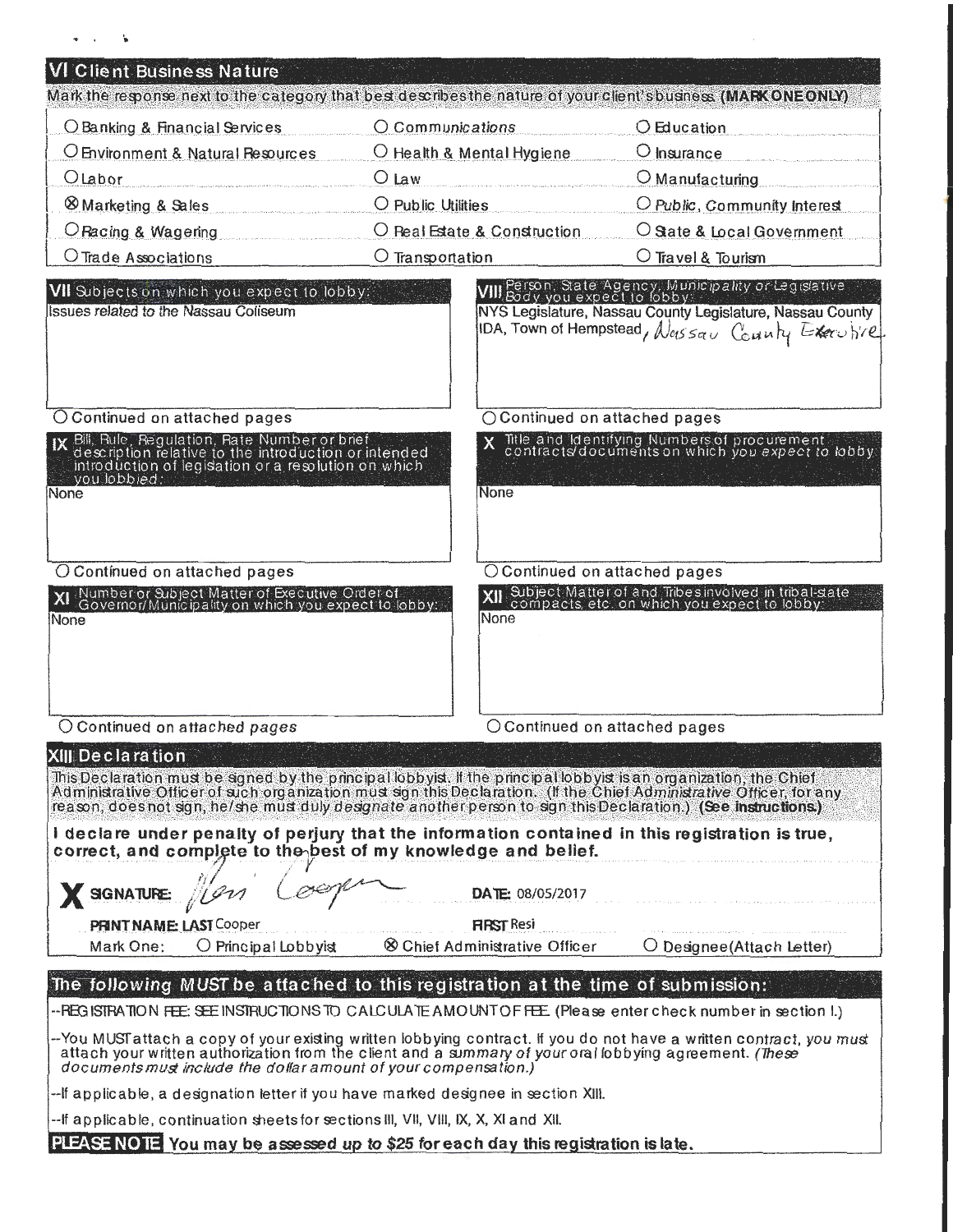## VI Client Business Nature

Mark the response next to the category that best describes the nature of your client's busness **(MARK ONE ONLY)**

| | | |
|---|---|---|
| ○ Banking & Financial Services | ○ Communications | ○ Education |
| ○ Environment & Natural Resources | ○ Health & Mental Hygiene | ○ Insurance |
| ○ Labor | ○ Law | ○ Manufacturing |
| ⊗ Marketing & Sales | ○ Public Utilities | ○ Public, Community Interest |
| ○ Racing & Wagering | ○ Real Estate & Construction | ○ State & Local Government |
| ○ Trade Associations | ○ Transportation | ○ Travel & Tourism |

## VII Subjects on which you expect to lobby:

Issues related to the Nassau Coliseum

○ Continued on attached pages

## VIII Person, State Agency, Municipality or Legislative Body you expect to lobby:

NYS Legislature, Nassau County Legislature, Nassau County IDA, Town of Hempstead, Nassau County Executive

○ Continued on attached pages

## IX Bill, Rule, Regulation, Rate Number or brief description relative to the introduction or intended introduction of legislation or a resolution on which you lobbied:

None

○ Continued on attached pages

## X Title and Identifying Numbers of procurement contracts/documents on which you expect to lobby:

None

○ Continued on attached pages

## XI Number or Subject Matter of Executive Order of Governor/Municipality on which you expect to lobby:

None

○ Continued on attached pages

## XII Subject Matter of and Tribes involved in tribal-state compacts, etc. on which you expect to lobby:

None

○ Continued on attached pages

## XIII Declaration

This Declaration must be signed by the principal lobbyist. If the principal lobbyist is an organization, the Chief Administrative Officer of such organization must sign this Declaration. (If the Chief Administrative Officer, for any reason, does not sign, he/she must duly designate another person to sign this Declaration.) **(See Instructions.)**

**I declare under penalty of perjury that the information contained in this registration is true, correct, and complete to the best of my knowledge and belief.**

**X SIGNATURE:** Resi Cooper    **DATE:** 08/05/2017

**PRINT NAME: LAST** Cooper    **FIRST** Resi

Mark One: ○ Principal Lobbyist ⊗ Chief Administrative Officer ○ Designee(Attach Letter)

## The following *MUST* be attached to this registration at the time of submission:

--REGISTRATION FEE: SEE INSTRUCTIONS TO CALCULATE AMOUNT OF FEE. (Please enter check number in section I.)

--You MUST attach a copy of your existing written lobbying contract. If you do not have a written contract, you must attach your written authorization from the client and a summary of your oral lobbying agreement. *(These documents must include the dollar amount of your compensation.)*

--If applicable, a designation letter if you have marked designee in section XIII.

--If applicable, continuation sheets for sections III, VII, VIII, IX, X, XI and XII.

**PLEASE NOTE You may be assessed *up to* $25 for each day this registration is late.**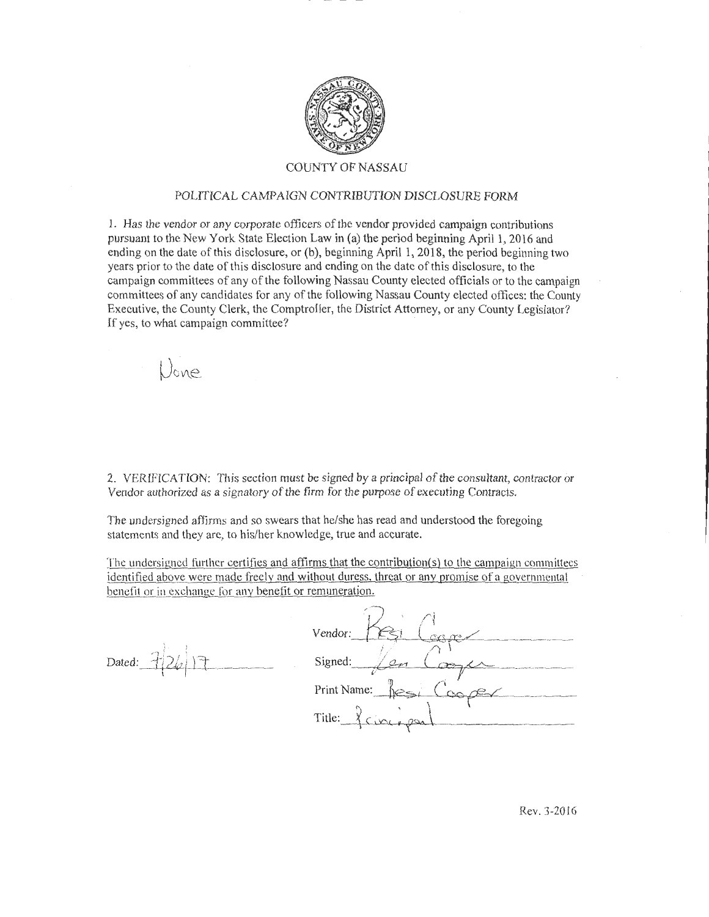# COUNTY OF NASSAU

## *POLITICAL CAMPAIGN CONTRIBUTION DISCLOSURE FORM*

1. *Has the vendor or any corporate officers of the vendor provided campaign contributions pursuant to the New York State Election Law in (a) the period beginning April 1, 2016 and ending on the date of this disclosure, or (b), beginning April 1, 2018, the period beginning two years prior to the date of this disclosure and ending on the date of this disclosure, to the campaign committees of any of the following Nassau County elected officials or to the campaign committees of any candidates for any of the following Nassau County elected offices: the County Executive, the County Clerk, the Comptroller, the District Attorney, or any County Legislator? If yes, to what campaign committee?*

None

2. VERIFICATION: *This section must be signed by a principal of the consultant, contractor or Vendor authorized as a signatory of the firm for the purpose of executing Contracts.*

The undersigned affirms and so swears that he/she has read and understood the foregoing statements and they are, to his/her knowledge, true and accurate.

<u>The undersigned further certifies and affirms that the contribution(s) to the campaign committees identified above were made freely and without duress, threat or any promise of a governmental benefit or in exchange for any benefit or remuneration.</u>

Dated: 7/26/17

Vendor: Resi Cooper

Signed: Resi Cooper

Print Name: Resi Cooper

Title: Principal

Rev. 3-2016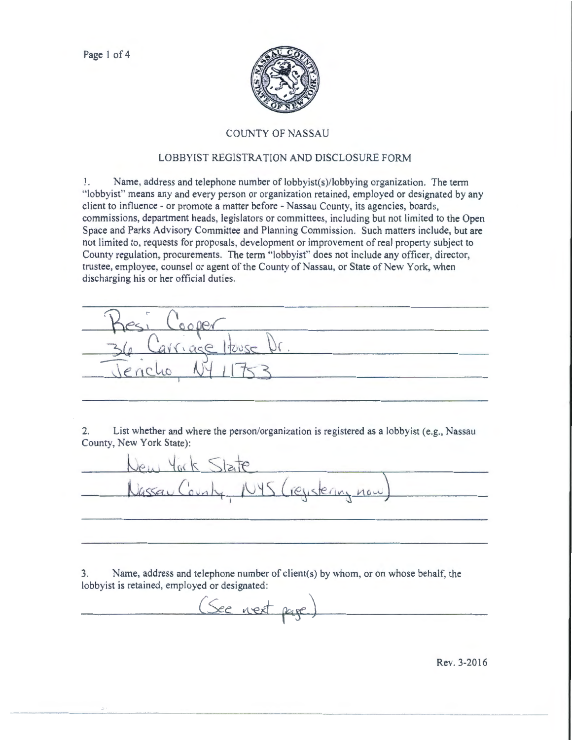# COUNTY OF NASSAU

## LOBBYIST REGISTRATION AND DISCLOSURE FORM

1. Name, address and telephone number of lobbyist(s)/lobbying organization. The term "lobbyist" means any and every person or organization retained, employed or designated by any client to influence - or promote a matter before - Nassau County, its agencies, boards, commissions, department heads, legislators or committees, including but not limited to the Open Space and Parks Advisory Committee and Planning Commission. Such matters include, but are not limited to, requests for proposals, development or improvement of real property subject to County regulation, procurements. The term "lobbyist" does not include any officer, director, trustee, employee, counsel or agent of the County of Nassau, or State of New York, when discharging his or her official duties.

Resi Cooper
36 Carriage House Dr.
Jericho, NY 11753

2. List whether and where the person/organization is registered as a lobbyist (e.g., Nassau County, New York State):

New York State
Nassau County, NYS (registering now)

3. Name, address and telephone number of client(s) by whom, or on whose behalf, the lobbyist is retained, employed or designated:

(See next page)

Rev. 3-2016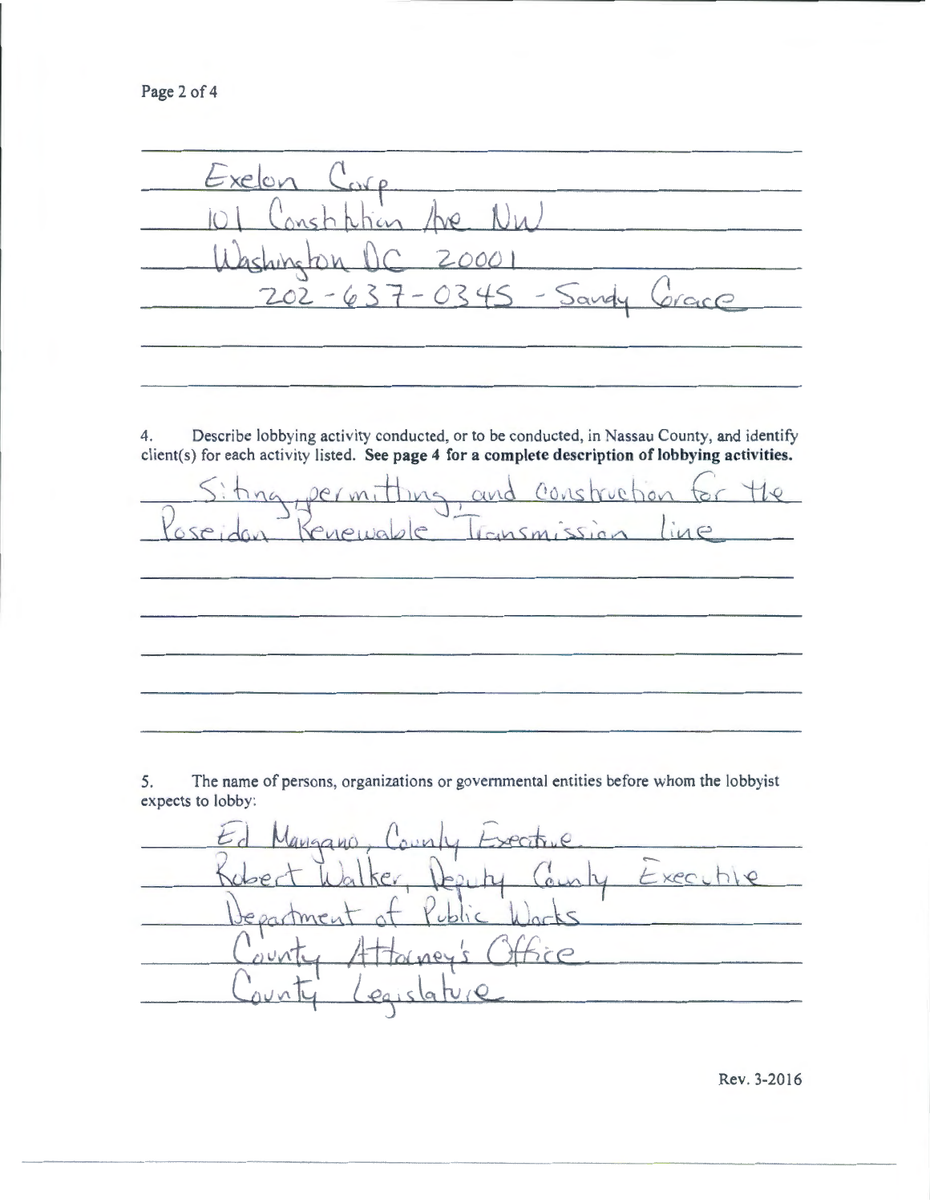Exelon Corp.
101 Constitution Ave NW
Washington DC 20001
202-637-0345 - Sandy Grace

4. Describe lobbying activity conducted, or to be conducted, in Nassau County, and identify client(s) for each activity listed. **See page 4 for a complete description of lobbying activities.**

Siting, permitting, and construction for the Poseidon Renewable Transmission line

5. The name of persons, organizations or governmental entities before whom the lobbyist expects to lobby:

Ed Mangano, County Executive
Robert Walker, Deputy County Executive
Department of Public Works
County Attorney's Office
County Legislature

Rev. 3-2016